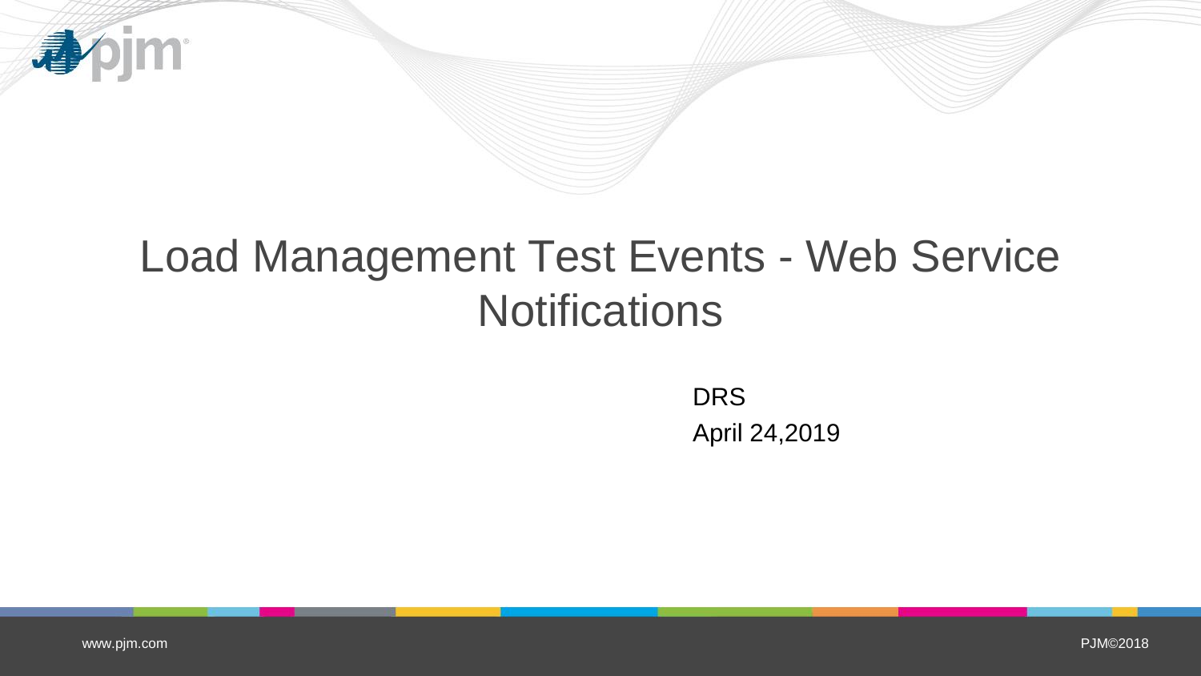# Load Management Test Events - Web Service Notifications

DRS

April 24,2019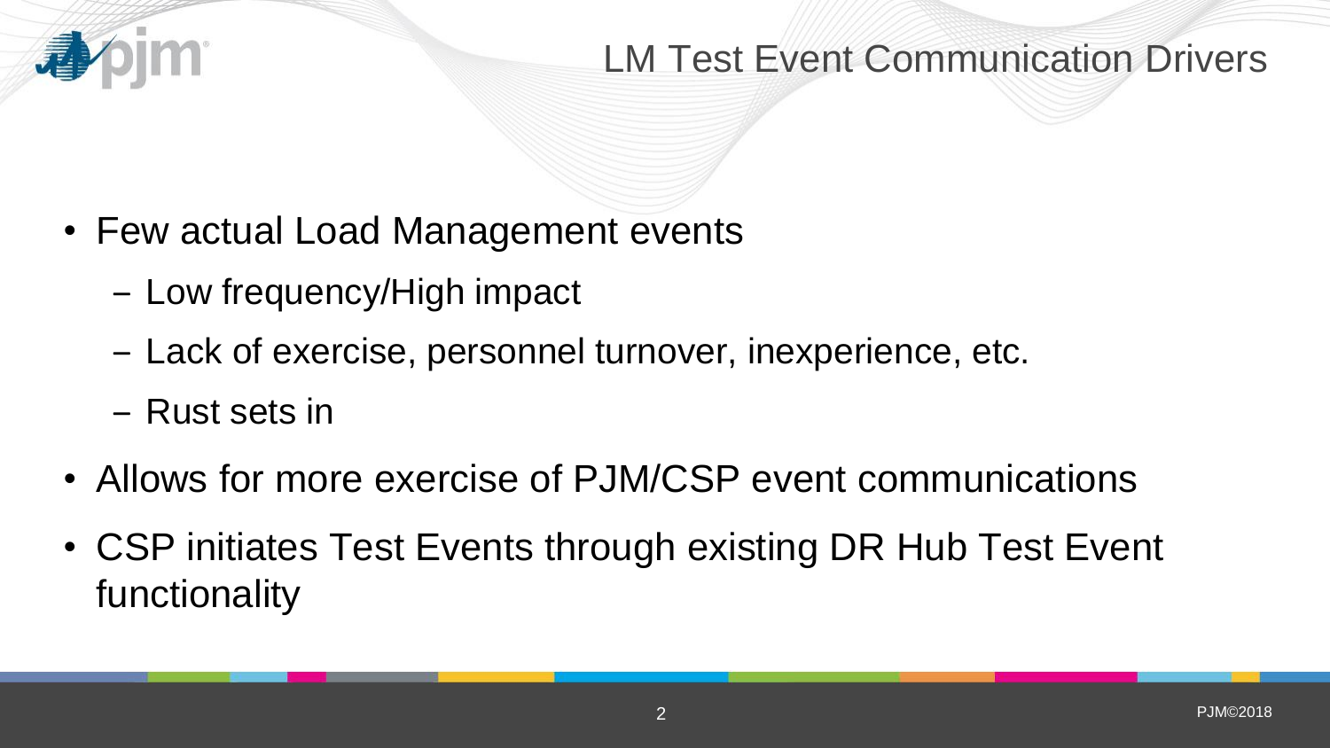# LM Test Event Communication Drivers

- Few actual Load Management events
  - Low frequency/High impact
  - Lack of exercise, personnel turnover, inexperience, etc.
  - Rust sets in
- Allows for more exercise of PJM/CSP event communications
- CSP initiates Test Events through existing DR Hub Test Event functionality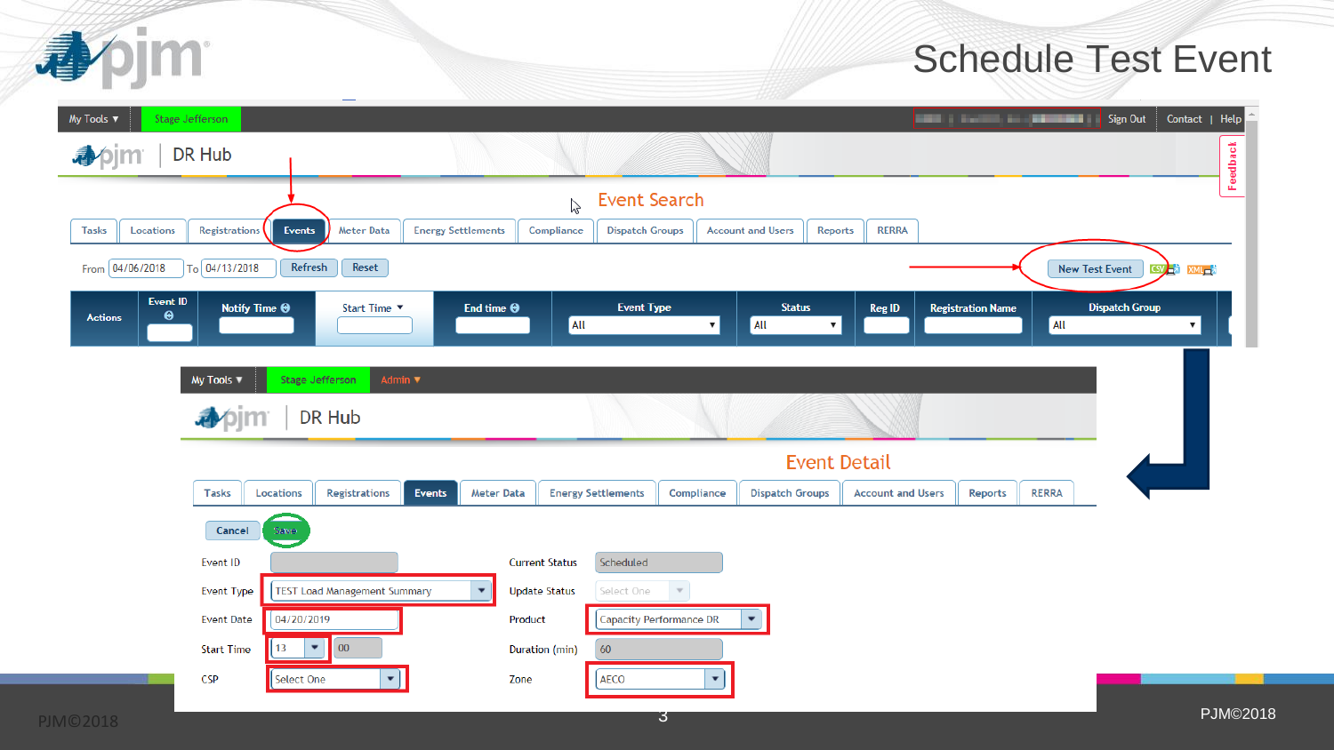# Schedule Test Event

My Tools ▼ | Stage Jefferson | Sign Out | Contact | Help

DR Hub

## Event Search

Tasks | Locations | Registrations | Events | Meter Data | Energy Settlements | Compliance | Dispatch Groups | Account and Users | Reports | RERRA

From 04/06/2018 To 04/13/2018 Refresh Reset

New Test Event

| Actions | Event ID | Notify Time | Start Time | End time | Event Type | Status | Reg ID | Registration Name | Dispatch Group |
|---|---|---|---|---|---|---|---|---|---|
| | | | | | All | All | | | All |

My Tools ▼ | Stage Jefferson | Admin ▼

DR Hub

## Event Detail

Tasks | Locations | Registrations | Events | Meter Data | Energy Settlements | Compliance | Dispatch Groups | Account and Users | Reports | RERRA

Cancel Save

| | | | |
|---|---|---|---|
| Event ID | | Current Status | Scheduled |
| Event Type | TEST Load Management Summary | Update Status | Select One |
| Event Date | 04/20/2019 | Product | Capacity Performance DR |
| Start Time | 13 : 00 | Duration (min) | 60 |
| CSP | Select One | Zone | AECO |

PJM©2018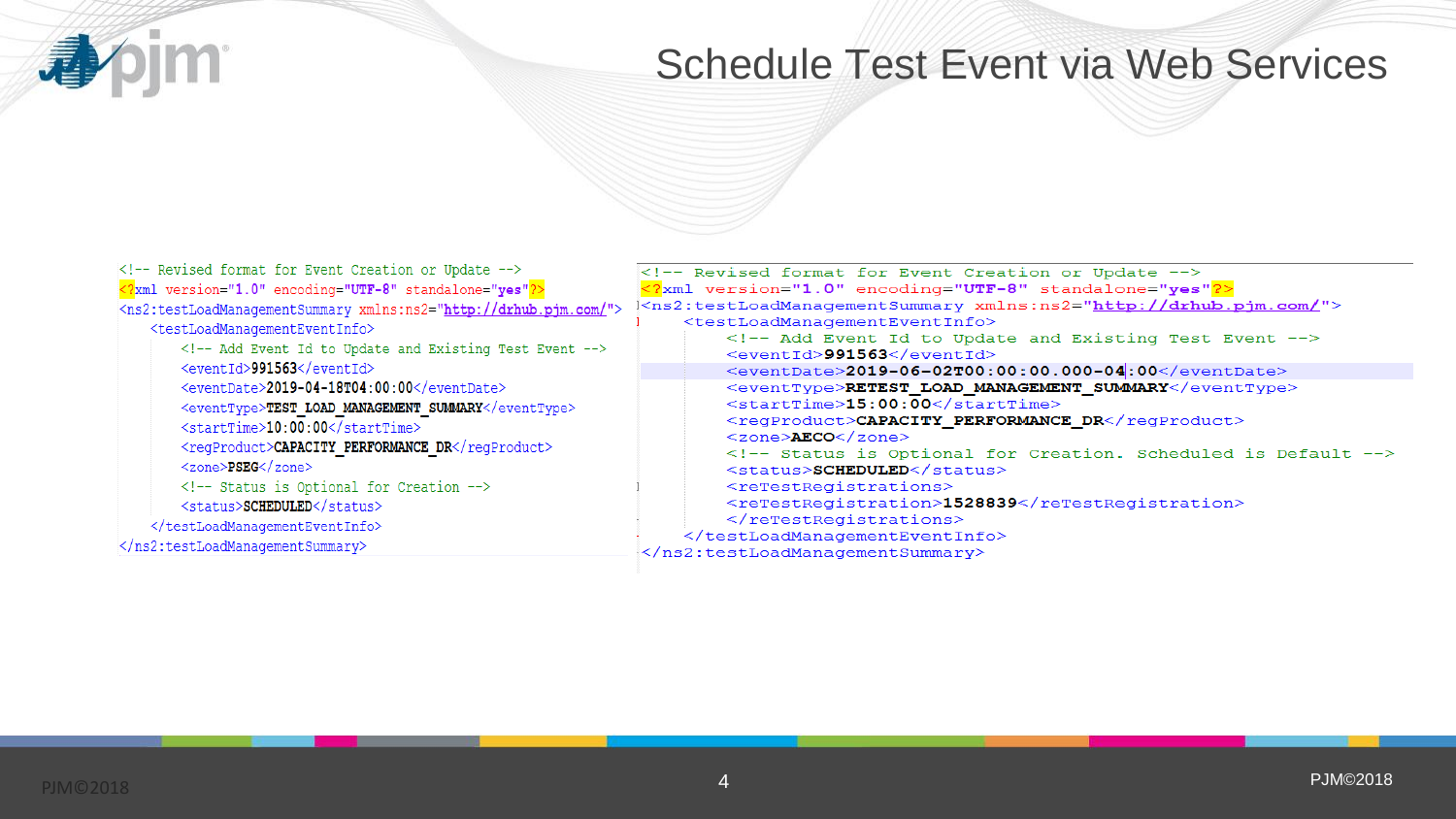# Schedule Test Event via Web Services

```xml
<!-- Revised format for Event Creation or Update -->
<?xml version="1.0" encoding="UTF-8" standalone="yes"?>
<ns2:testLoadManagementSummary xmlns:ns2="http://drhub.pjm.com/">
    <testLoadManagementEventInfo>
        <!-- Add Event Id to Update and Existing Test Event -->
        <eventId>991563</eventId>
        <eventDate>2019-04-18T04:00:00</eventDate>
        <eventType>TEST_LOAD_MANAGEMENT_SUMMARY</eventType>
        <startTime>10:00:00</startTime>
        <regProduct>CAPACITY_PERFORMANCE_DR</regProduct>
        <zone>PSEG</zone>
        <!-- Status is Optional for Creation -->
        <status>SCHEDULED</status>
    </testLoadManagementEventInfo>
</ns2:testLoadManagementSummary>
```

```xml
<!-- Revised format for Event Creation or Update -->
<?xml version="1.0" encoding="UTF-8" standalone="yes"?>
<ns2:testLoadManagementSummary xmlns:ns2="http://drhub.pjm.com/">
    <testLoadManagementEventInfo>
        <!-- Add Event Id to Update and Existing Test Event -->
        <eventId>991563</eventId>
        <eventDate>2019-06-02T00:00:00.000-04:00</eventDate>
        <eventType>RETEST_LOAD_MANAGEMENT_SUMMARY</eventType>
        <startTime>15:00:00</startTime>
        <regProduct>CAPACITY_PERFORMANCE_DR</regProduct>
        <zone>AECO</zone>
        <!-- Status is Optional for Creation. Scheduled is Default -->
        <status>SCHEDULED</status>
        <reTestRegistrations>
        <reTestRegistration>1528839</reTestRegistration>
        </reTestRegistrations>
    </testLoadManagementEventInfo>
</ns2:testLoadManagementSummary>
```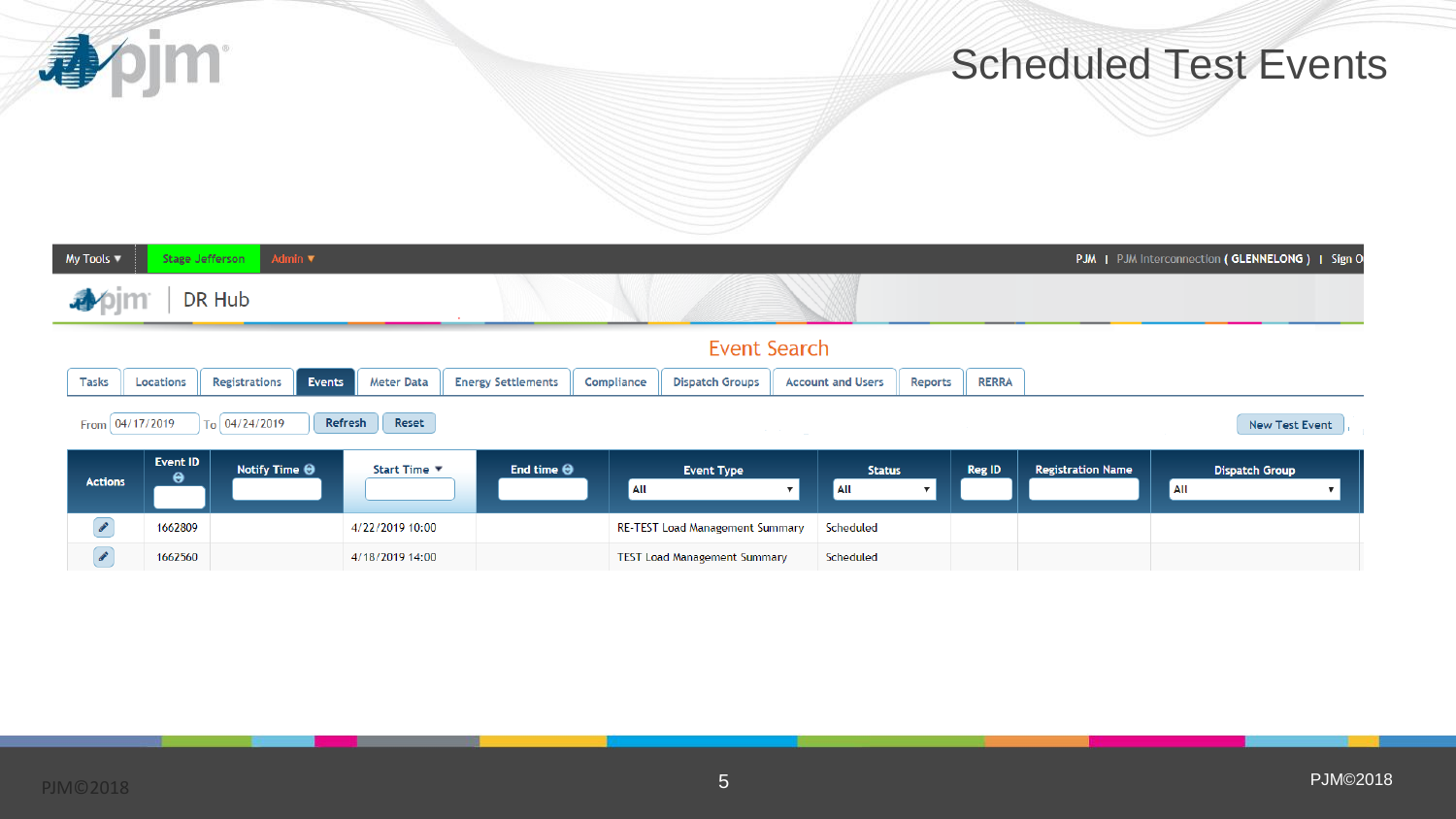# Scheduled Test Events

My Tools ▼ | Stage Jefferson | Admin ▼ — PJM | PJM Interconnection ( GLENNELONG ) | Sign O

DR Hub

## Event Search

Tasks | Locations | Registrations | Events | Meter Data | Energy Settlements | Compliance | Dispatch Groups | Account and Users | Reports | RERRA

From 04/17/2019 To 04/24/2019 Refresh Reset — New Test Event

| Actions | Event ID | Notify Time | Start Time | End time | Event Type | Status | Reg ID | Registration Name | Dispatch Group |
|---|---|---|---|---|---|---|---|---|---|
| | | | | | All | All | | | All |
| ✎ | 1662809 | | 4/22/2019 10:00 | | RE-TEST Load Management Summary | Scheduled | | | |
| ✎ | 1662560 | | 4/18/2019 14:00 | | TEST Load Management Summary | Scheduled | | | |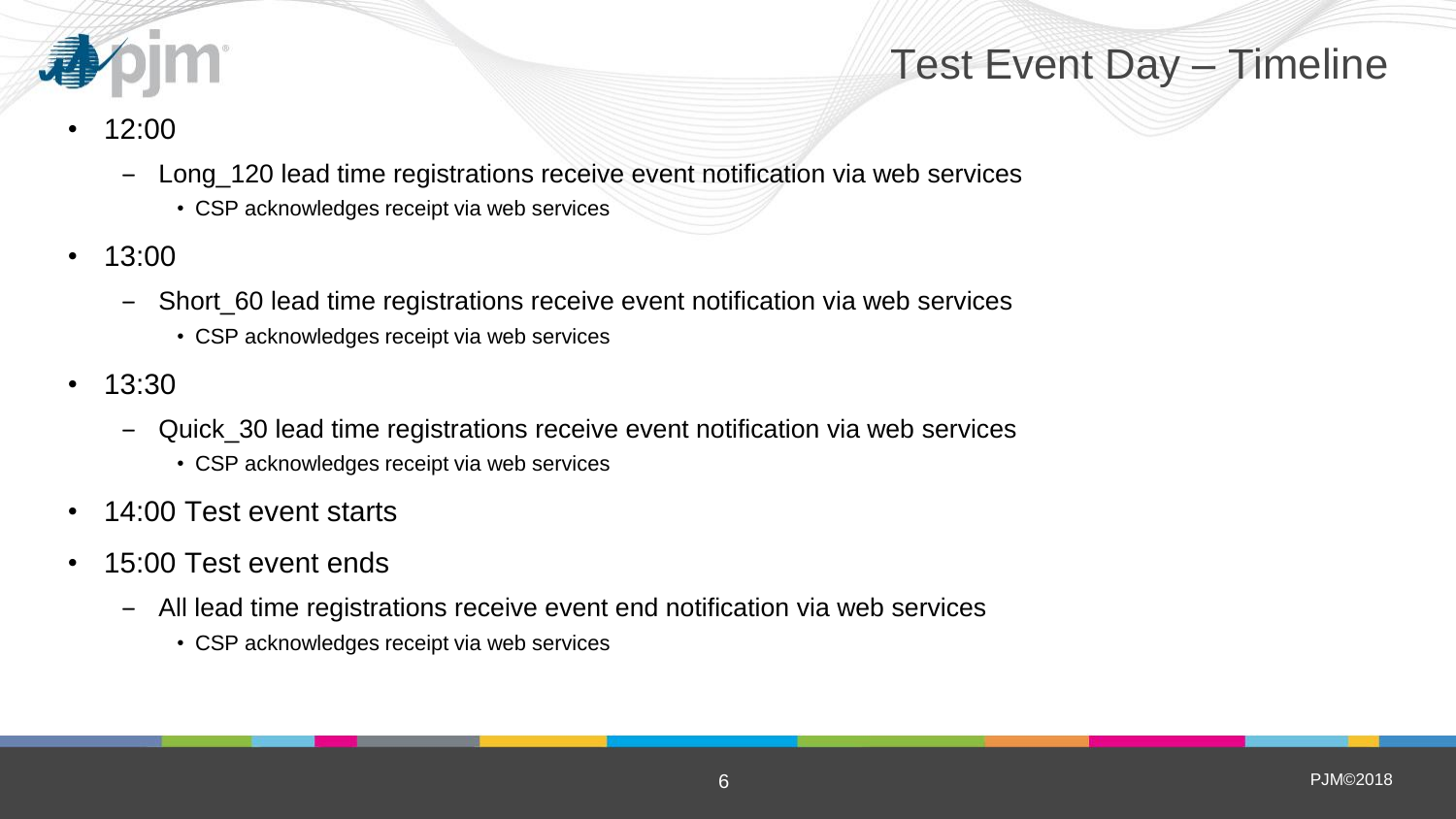# Test Event Day – Timeline

- 12:00
  - Long_120 lead time registrations receive event notification via web services
    - CSP acknowledges receipt via web services
- 13:00
  - Short_60 lead time registrations receive event notification via web services
    - CSP acknowledges receipt via web services
- 13:30
  - Quick_30 lead time registrations receive event notification via web services
    - CSP acknowledges receipt via web services
- 14:00 Test event starts
- 15:00 Test event ends
  - All lead time registrations receive event end notification via web services
    - CSP acknowledges receipt via web services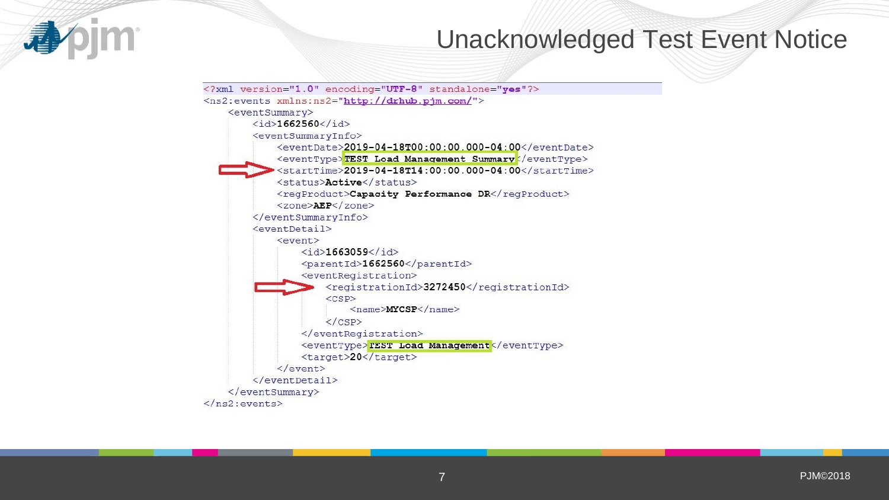# Unacknowledged Test Event Notice

```xml
<?xml version="1.0" encoding="UTF-8" standalone="yes"?>
<ns2:events xmlns:ns2="http://drhub.pjm.com/">
    <eventSummary>
        <id>1662560</id>
        <eventSummaryInfo>
            <eventDate>2019-04-18T00:00:00.000-04:00</eventDate>
            <eventType>TEST Load Management Summary</eventType>
            <startTime>2019-04-18T14:00:00.000-04:00</startTime>
            <status>Active</status>
            <regProduct>Capacity Performance DR</regProduct>
            <zone>AEP</zone>
        </eventSummaryInfo>
        <eventDetail>
            <event>
                <id>1663059</id>
                <parentId>1662560</parentId>
                <eventRegistration>
                    <registrationId>3272450</registrationId>
                    <CSP>
                        <name>MYCSP</name>
                    </CSP>
                </eventRegistration>
                <eventType>TEST Load Management</eventType>
                <target>20</target>
            </event>
        </eventDetail>
    </eventSummary>
</ns2:events>
```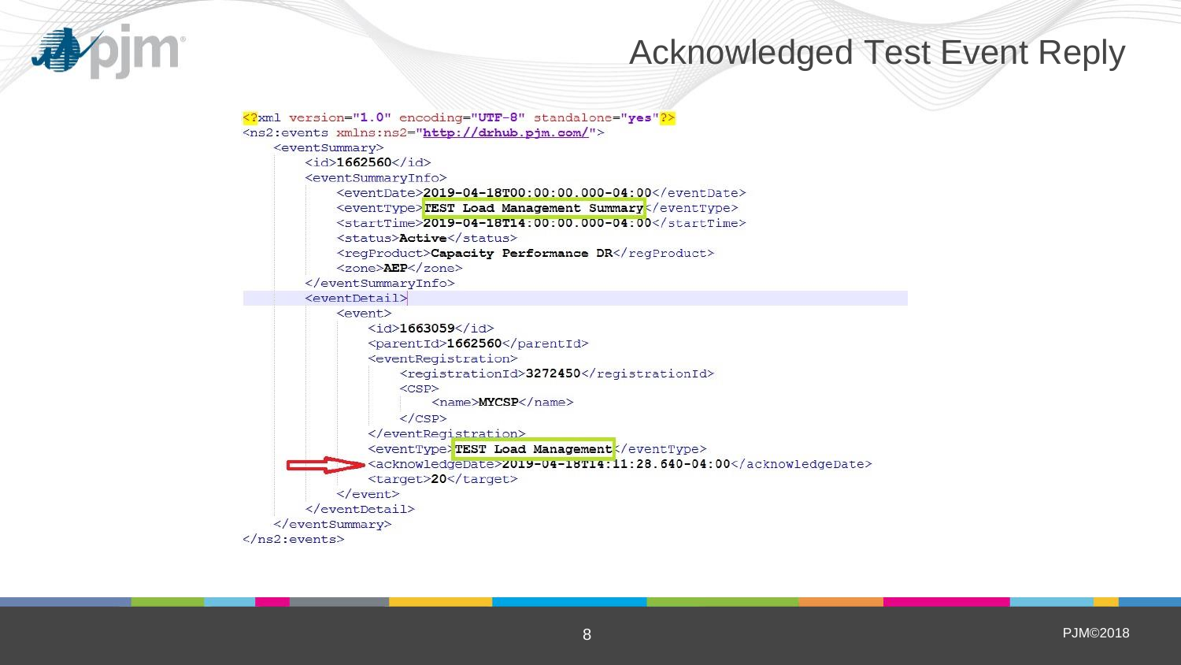# Acknowledged Test Event Reply

```xml
<?xml version="1.0" encoding="UTF-8" standalone="yes"?>
<ns2:events xmlns:ns2="http://drhub.pjm.com/">
    <eventSummary>
        <id>1662560</id>
        <eventSummaryInfo>
            <eventDate>2019-04-18T00:00:00.000-04:00</eventDate>
            <eventType>TEST Load Management Summary</eventType>
            <startTime>2019-04-18T14:00:00.000-04:00</startTime>
            <status>Active</status>
            <regProduct>Capacity Performance DR</regProduct>
            <zone>AEP</zone>
        </eventSummaryInfo>
        <eventDetail>
            <event>
                <id>1663059</id>
                <parentId>1662560</parentId>
                <eventRegistration>
                    <registrationId>3272450</registrationId>
                    <CSP>
                        <name>MYCSP</name>
                    </CSP>
                </eventRegistration>
                <eventType>TEST Load Management</eventType>
                <acknowledgeDate>2019-04-18T14:11:28.640-04:00</acknowledgeDate>
                <target>20</target>
            </event>
        </eventDetail>
    </eventSummary>
</ns2:events>
```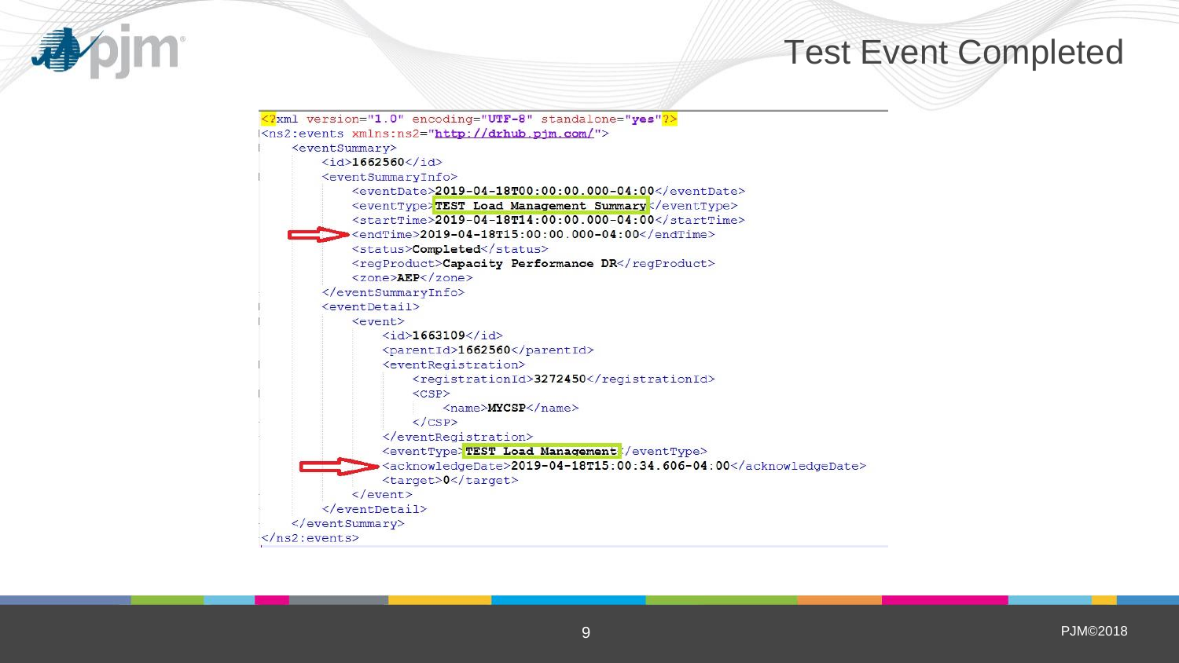# Test Event Completed

```xml
<?xml version="1.0" encoding="UTF-8" standalone="yes"?>
<ns2:events xmlns:ns2="http://drhub.pjm.com/">
    <eventSummary>
        <id>1662560</id>
        <eventSummaryInfo>
            <eventDate>2019-04-18T00:00:00.000-04:00</eventDate>
            <eventType>TEST Load Management Summary</eventType>
            <startTime>2019-04-18T14:00:00.000-04:00</startTime>
            <endTime>2019-04-18T15:00:00.000-04:00</endTime>
            <status>Completed</status>
            <regProduct>Capacity Performance DR</regProduct>
            <zone>AEP</zone>
        </eventSummaryInfo>
        <eventDetail>
            <event>
                <id>1663109</id>
                <parentId>1662560</parentId>
                <eventRegistration>
                    <registrationId>3272450</registrationId>
                    <CSP>
                        <name>MYCSP</name>
                    </CSP>
                </eventRegistration>
                <eventType>TEST Load Management</eventType>
                <acknowledgeDate>2019-04-18T15:00:34.606-04:00</acknowledgeDate>
                <target>0</target>
            </event>
        </eventDetail>
    </eventSummary>
</ns2:events>
```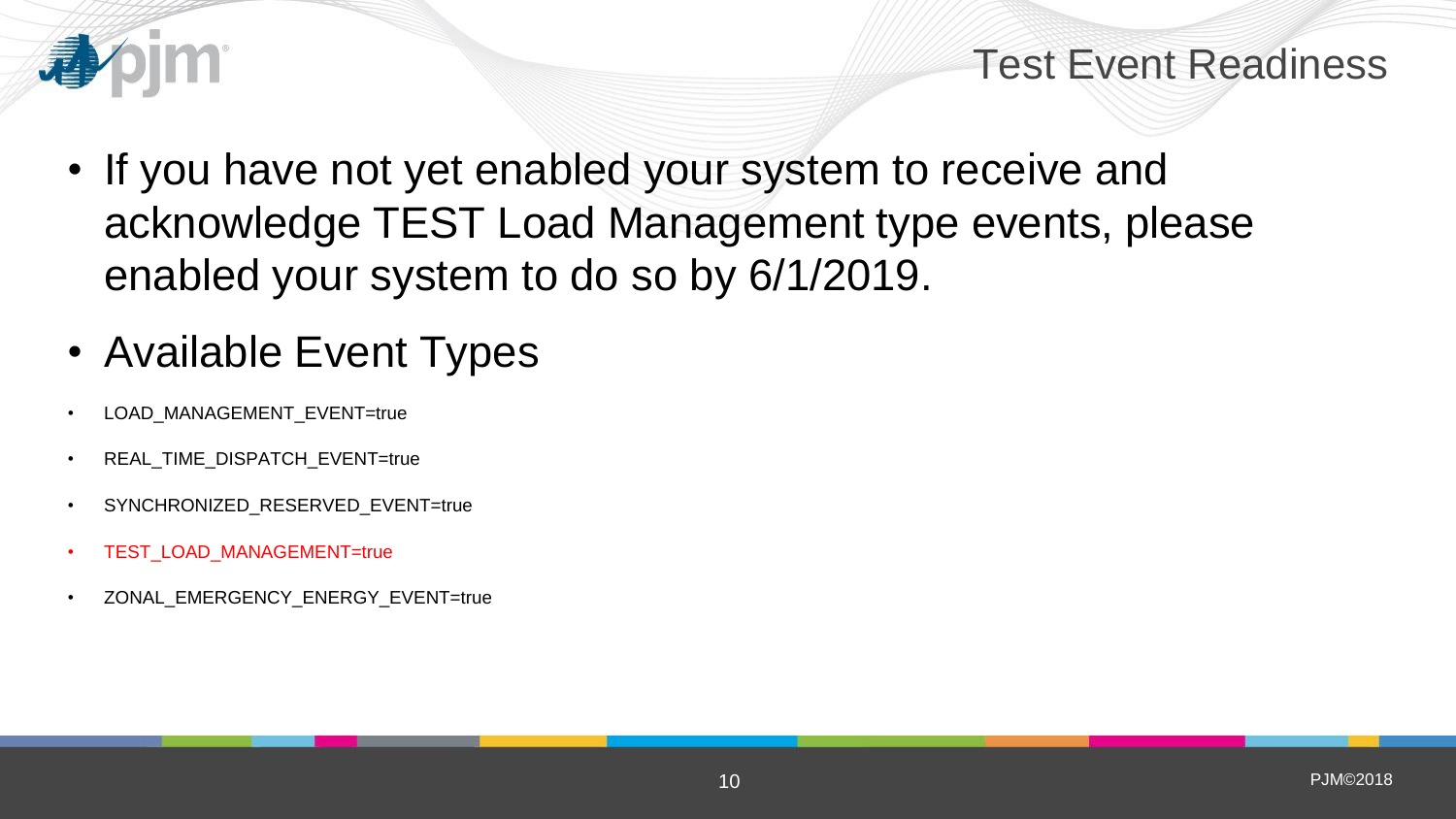# Test Event Readiness

- If you have not yet enabled your system to receive and acknowledge TEST Load Management type events, please enabled your system to do so by 6/1/2019.
- Available Event Types
  - LOAD_MANAGEMENT_EVENT=true
  - REAL_TIME_DISPATCH_EVENT=true
  - SYNCHRONIZED_RESERVED_EVENT=true
  - TEST_LOAD_MANAGEMENT=true
  - ZONAL_EMERGENCY_ENERGY_EVENT=true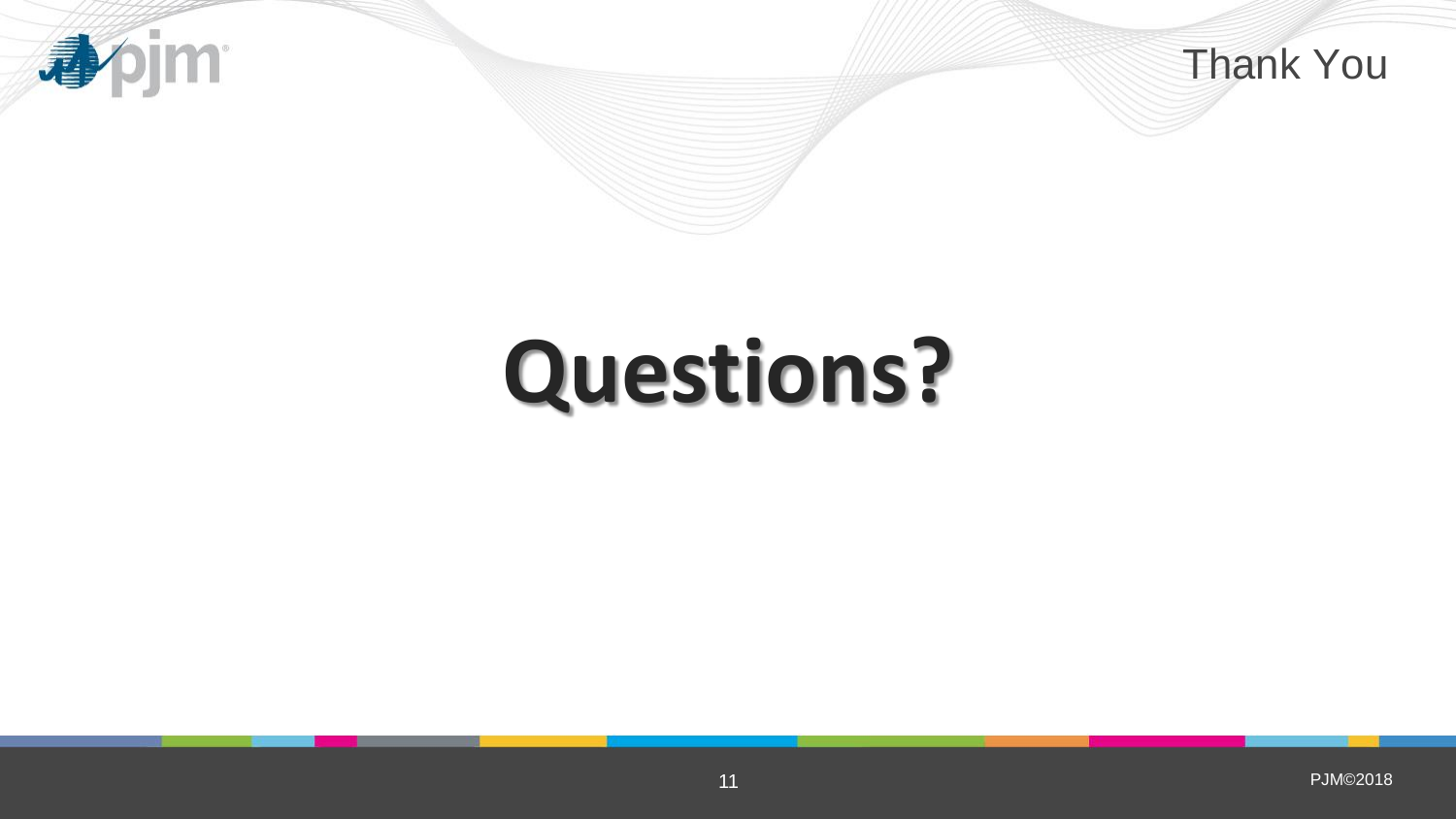# Thank You

# Questions?